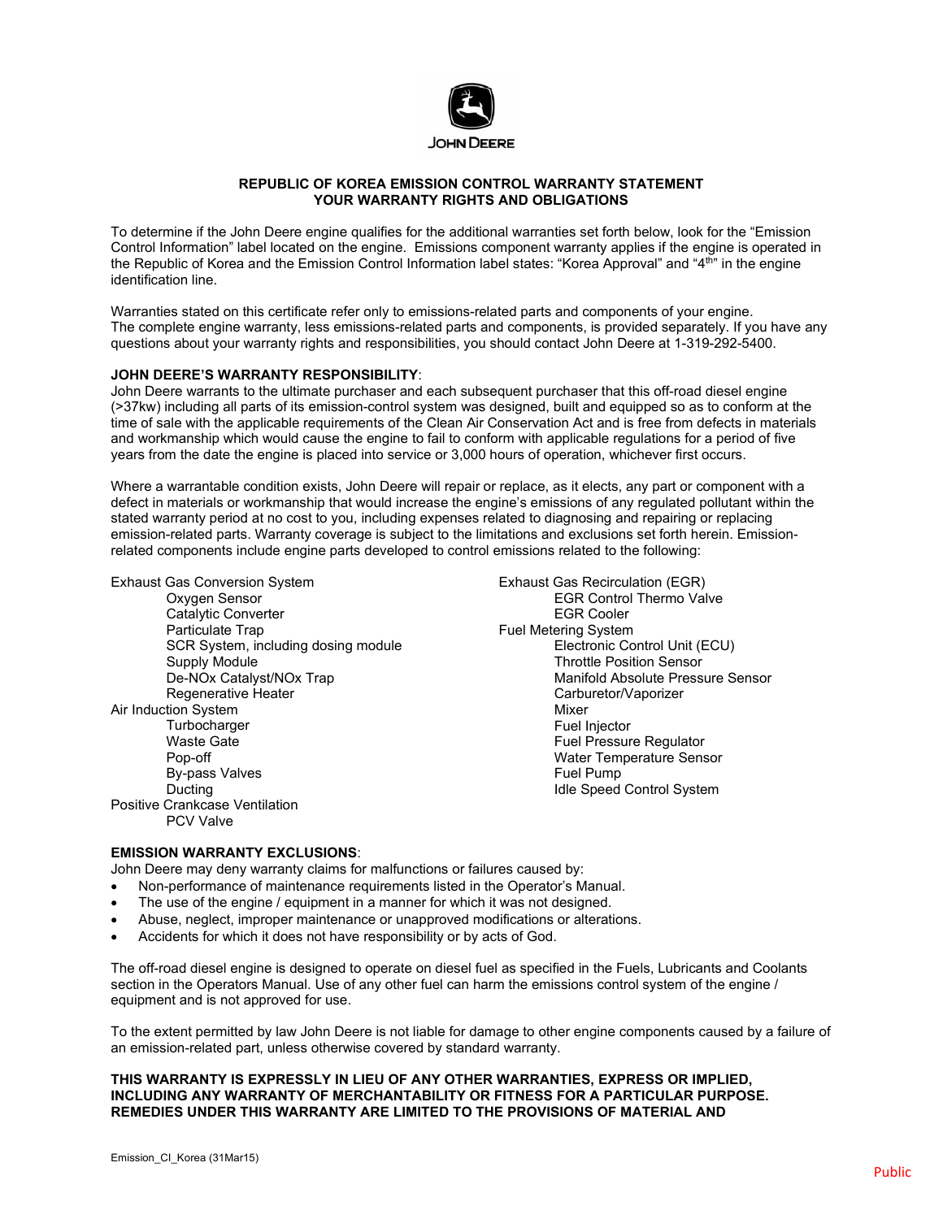**REPUBLIC OF KOREA EMISSION CONTROL WARRANTY STATEMENT**
**YOUR WARRANTY RIGHTS AND OBLIGATIONS**

To determine if the John Deere engine qualifies for the additional warranties set forth below, look for the "Emission Control Information" label located on the engine. Emissions component warranty applies if the engine is operated in the Republic of Korea and the Emission Control Information label states: "Korea Approval" and "4th" in the engine identification line.

Warranties stated on this certificate refer only to emissions-related parts and components of your engine. The complete engine warranty, less emissions-related parts and components, is provided separately. If you have any questions about your warranty rights and responsibilities, you should contact John Deere at 1-319-292-5400.

**JOHN DEERE'S WARRANTY RESPONSIBILITY**:

John Deere warrants to the ultimate purchaser and each subsequent purchaser that this off-road diesel engine (>37kw) including all parts of its emission-control system was designed, built and equipped so as to conform at the time of sale with the applicable requirements of the Clean Air Conservation Act and is free from defects in materials and workmanship which would cause the engine to fail to conform with applicable regulations for a period of five years from the date the engine is placed into service or 3,000 hours of operation, whichever first occurs.

Where a warrantable condition exists, John Deere will repair or replace, as it elects, any part or component with a defect in materials or workmanship that would increase the engine's emissions of any regulated pollutant within the stated warranty period at no cost to you, including expenses related to diagnosing and repairing or replacing emission-related parts. Warranty coverage is subject to the limitations and exclusions set forth herein. Emission-related components include engine parts developed to control emissions related to the following:

- Exhaust Gas Conversion System
  - Oxygen Sensor
  - Catalytic Converter
  - Particulate Trap
  - SCR System, including dosing module
  - Supply Module
  - De-NOx Catalyst/NOx Trap
  - Regenerative Heater
- Air Induction System
  - Turbocharger
  - Waste Gate
  - Pop-off
  - By-pass Valves
  - Ducting
- Positive Crankcase Ventilation
  - PCV Valve
- Exhaust Gas Recirculation (EGR)
  - EGR Control Thermo Valve
  - EGR Cooler
- Fuel Metering System
  - Electronic Control Unit (ECU)
  - Throttle Position Sensor
  - Manifold Absolute Pressure Sensor
  - Carburetor/Vaporizer
  - Mixer
  - Fuel Injector
  - Fuel Pressure Regulator
  - Water Temperature Sensor
  - Fuel Pump
  - Idle Speed Control System

**EMISSION WARRANTY EXCLUSIONS**:

John Deere may deny warranty claims for malfunctions or failures caused by:

- Non-performance of maintenance requirements listed in the Operator's Manual.
- The use of the engine / equipment in a manner for which it was not designed.
- Abuse, neglect, improper maintenance or unapproved modifications or alterations.
- Accidents for which it does not have responsibility or by acts of God.

The off-road diesel engine is designed to operate on diesel fuel as specified in the Fuels, Lubricants and Coolants section in the Operators Manual. Use of any other fuel can harm the emissions control system of the engine / equipment and is not approved for use.

To the extent permitted by law John Deere is not liable for damage to other engine components caused by a failure of an emission-related part, unless otherwise covered by standard warranty.

**THIS WARRANTY IS EXPRESSLY IN LIEU OF ANY OTHER WARRANTIES, EXPRESS OR IMPLIED, INCLUDING ANY WARRANTY OF MERCHANTABILITY OR FITNESS FOR A PARTICULAR PURPOSE. REMEDIES UNDER THIS WARRANTY ARE LIMITED TO THE PROVISIONS OF MATERIAL AND**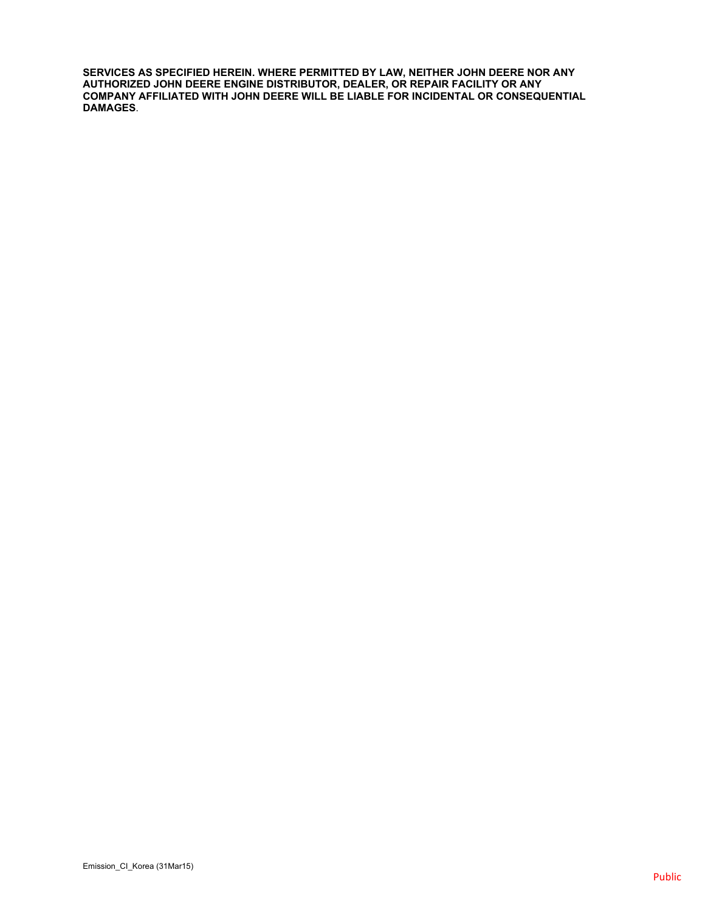**SERVICES AS SPECIFIED HEREIN. WHERE PERMITTED BY LAW, NEITHER JOHN DEERE NOR ANY AUTHORIZED JOHN DEERE ENGINE DISTRIBUTOR, DEALER, OR REPAIR FACILITY OR ANY COMPANY AFFILIATED WITH JOHN DEERE WILL BE LIABLE FOR INCIDENTAL OR CONSEQUENTIAL DAMAGES**.